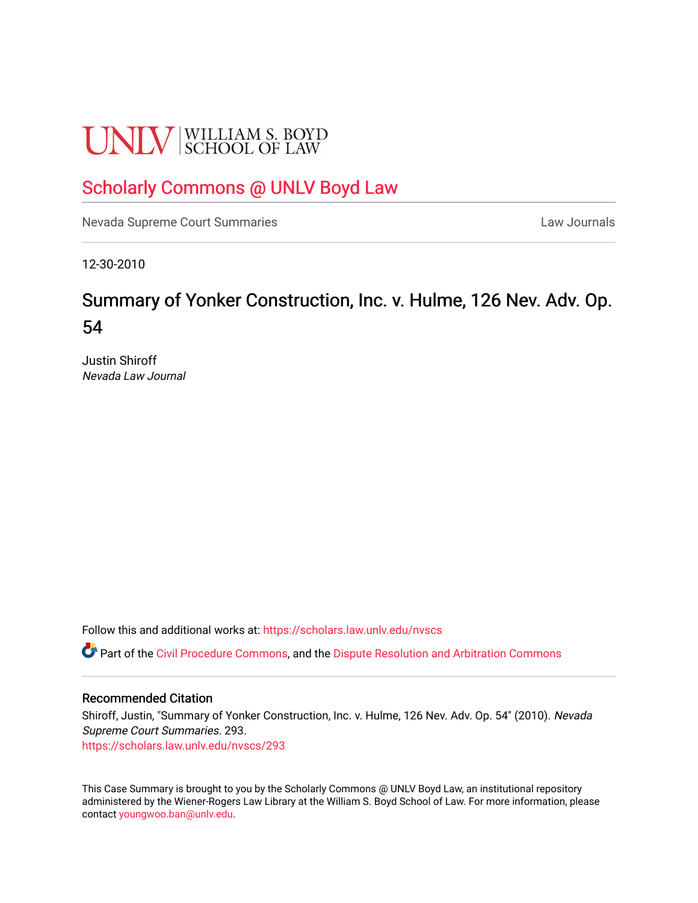UNLV | WILLIAM S. BOYD SCHOOL OF LAW

# Scholarly Commons @ UNLV Boyd Law

Nevada Supreme Court Summaries

Law Journals

12-30-2010

## Summary of Yonker Construction, Inc. v. Hulme, 126 Nev. Adv. Op. 54

Justin Shiroff
*Nevada Law Journal*

Follow this and additional works at: https://scholars.law.unlv.edu/nvscs

Part of the Civil Procedure Commons, and the Dispute Resolution and Arbitration Commons

### Recommended Citation

Shiroff, Justin, "Summary of Yonker Construction, Inc. v. Hulme, 126 Nev. Adv. Op. 54" (2010). *Nevada Supreme Court Summaries*. 293.
https://scholars.law.unlv.edu/nvscs/293

This Case Summary is brought to you by the Scholarly Commons @ UNLV Boyd Law, an institutional repository administered by the Wiener-Rogers Law Library at the William S. Boyd School of Law. For more information, please contact youngwoo.ban@unlv.edu.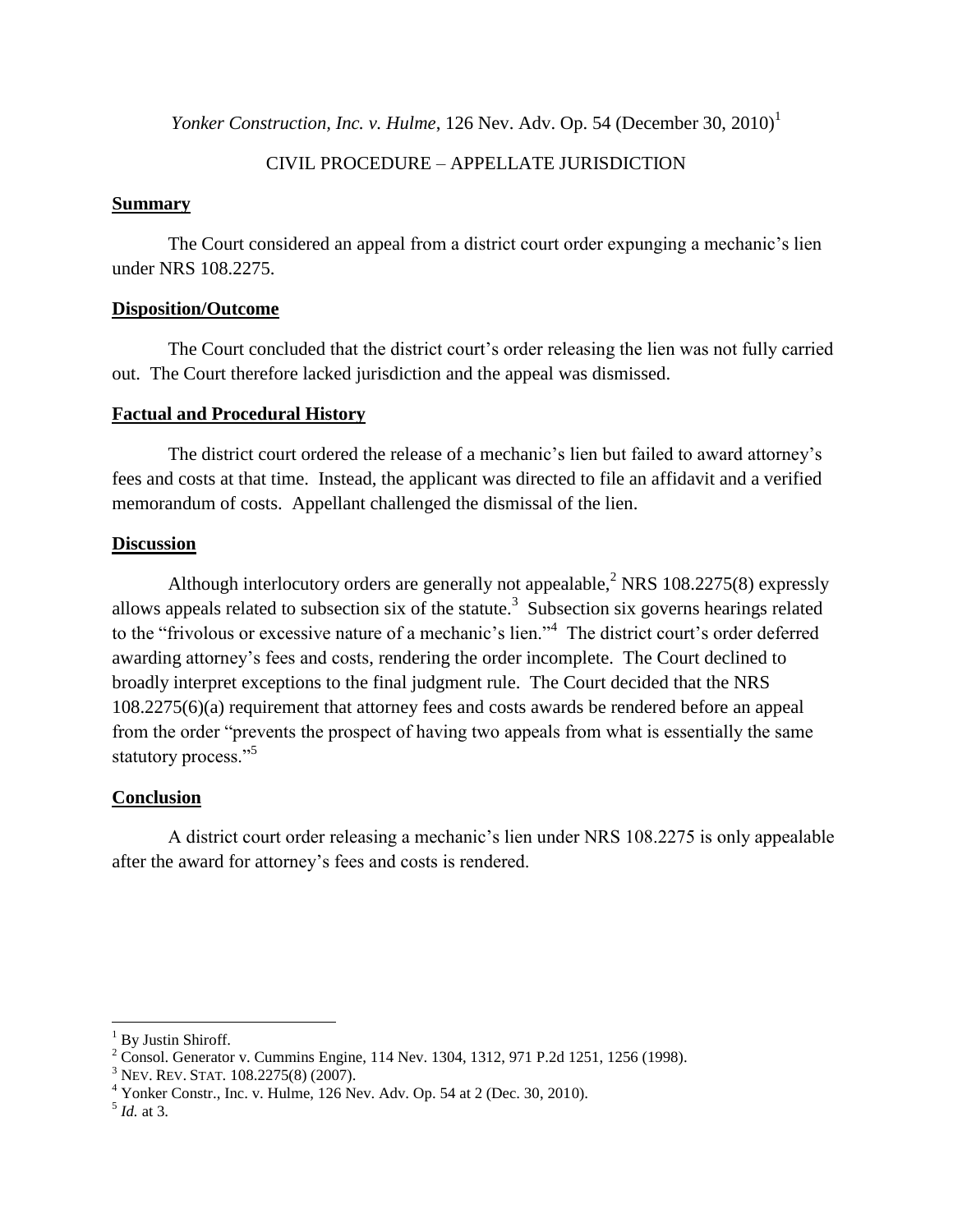*Yonker Construction, Inc. v. Hulme*, 126 Nev. Adv. Op. 54 (December 30, 2010)[1]

CIVIL PROCEDURE – APPELLATE JURISDICTION

## Summary

The Court considered an appeal from a district court order expunging a mechanic's lien under NRS 108.2275.

## Disposition/Outcome

The Court concluded that the district court's order releasing the lien was not fully carried out. The Court therefore lacked jurisdiction and the appeal was dismissed.

## Factual and Procedural History

The district court ordered the release of a mechanic's lien but failed to award attorney's fees and costs at that time. Instead, the applicant was directed to file an affidavit and a verified memorandum of costs. Appellant challenged the dismissal of the lien.

## Discussion

Although interlocutory orders are generally not appealable,[2] NRS 108.2275(8) expressly allows appeals related to subsection six of the statute.[3] Subsection six governs hearings related to the "frivolous or excessive nature of a mechanic's lien."[4] The district court's order deferred awarding attorney's fees and costs, rendering the order incomplete. The Court declined to broadly interpret exceptions to the final judgment rule. The Court decided that the NRS 108.2275(6)(a) requirement that attorney fees and costs awards be rendered before an appeal from the order "prevents the prospect of having two appeals from what is essentially the same statutory process."[5]

## Conclusion

A district court order releasing a mechanic's lien under NRS 108.2275 is only appealable after the award for attorney's fees and costs is rendered.

---

[1] By Justin Shiroff.

[2] Consol. Generator v. Cummins Engine, 114 Nev. 1304, 1312, 971 P.2d 1251, 1256 (1998).

[3] NEV. REV. STAT. 108.2275(8) (2007).

[4] Yonker Constr., Inc. v. Hulme, 126 Nev. Adv. Op. 54 at 2 (Dec. 30, 2010).

[5] *Id.* at 3.